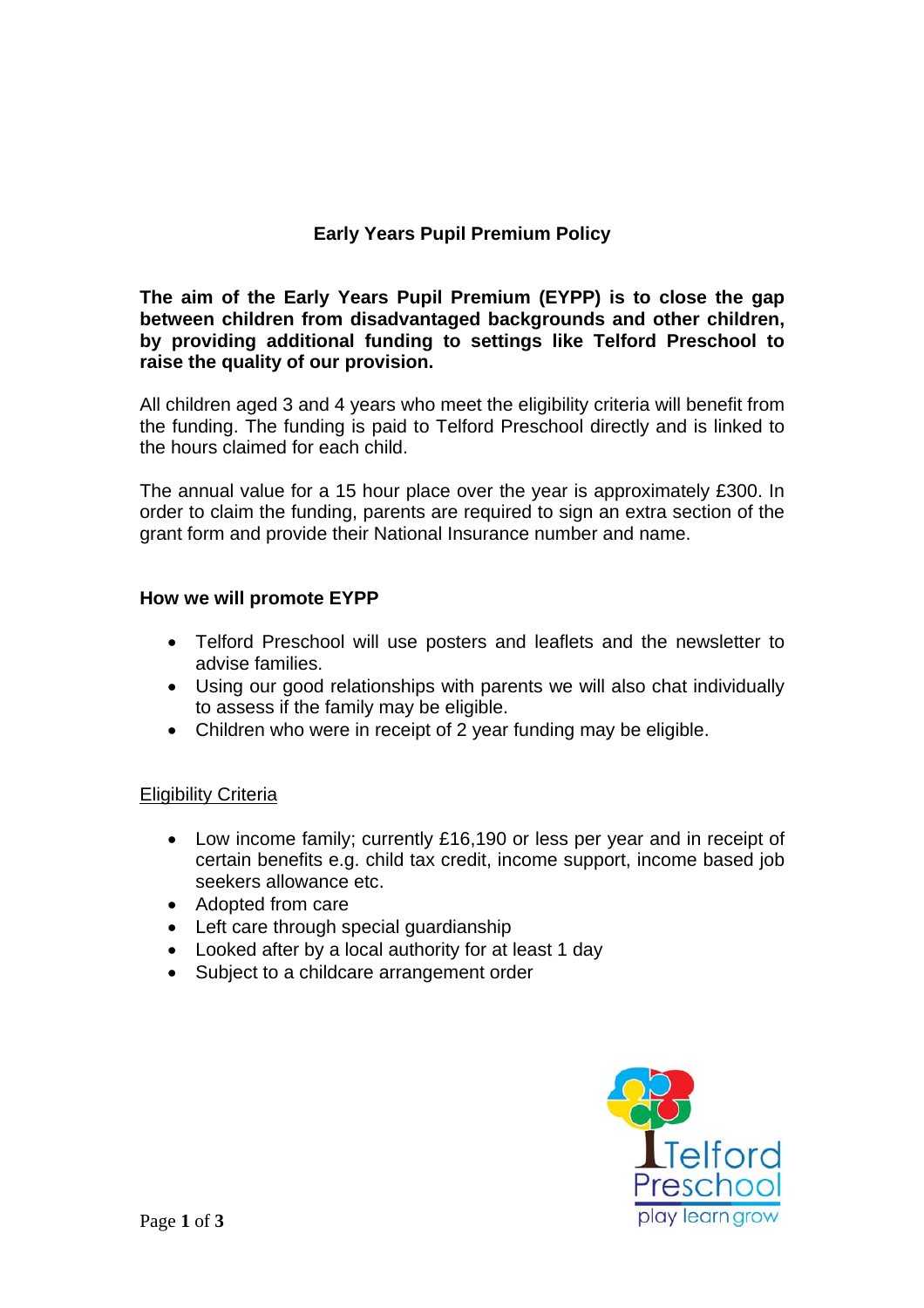# Early Years Pupil Premium Policy

**The aim of the Early Years Pupil Premium (EYPP) is to close the gap between children from disadvantaged backgrounds and other children, by providing additional funding to settings like Telford Preschool to raise the quality of our provision.**

All children aged 3 and 4 years who meet the eligibility criteria will benefit from the funding. The funding is paid to Telford Preschool directly and is linked to the hours claimed for each child.

The annual value for a 15 hour place over the year is approximately £300. In order to claim the funding, parents are required to sign an extra section of the grant form and provide their National Insurance number and name.

## How we will promote EYPP

- Telford Preschool will use posters and leaflets and the newsletter to advise families.
- Using our good relationships with parents we will also chat individually to assess if the family may be eligible.
- Children who were in receipt of 2 year funding may be eligible.

### Eligibility Criteria

- Low income family; currently £16,190 or less per year and in receipt of certain benefits e.g. child tax credit, income support, income based job seekers allowance etc.
- Adopted from care
- Left care through special guardianship
- Looked after by a local authority for at least 1 day
- Subject to a childcare arrangement order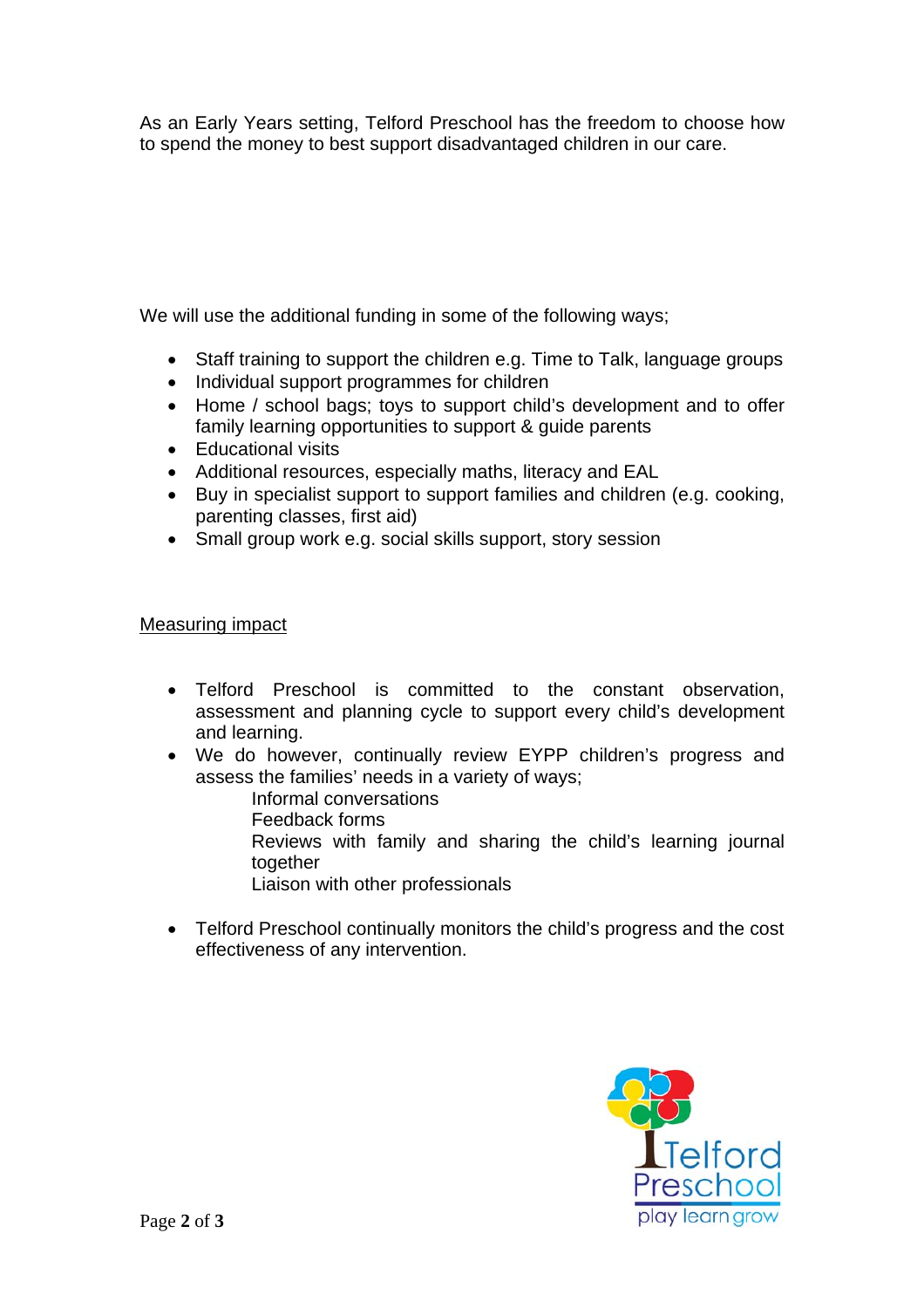As an Early Years setting, Telford Preschool has the freedom to choose how to spend the money to best support disadvantaged children in our care.

We will use the additional funding in some of the following ways;

- Staff training to support the children e.g. Time to Talk, language groups
- Individual support programmes for children
- Home / school bags; toys to support child's development and to offer family learning opportunities to support & guide parents
- Educational visits
- Additional resources, especially maths, literacy and EAL
- Buy in specialist support to support families and children (e.g. cooking, parenting classes, first aid)
- Small group work e.g. social skills support, story session

<u>Measuring impact</u>

- Telford Preschool is committed to the constant observation, assessment and planning cycle to support every child's development and learning.
- We do however, continually review EYPP children's progress and assess the families' needs in a variety of ways;
  - Informal conversations
  - Feedback forms
  - Reviews with family and sharing the child's learning journal together
  - Liaison with other professionals
- Telford Preschool continually monitors the child's progress and the cost effectiveness of any intervention.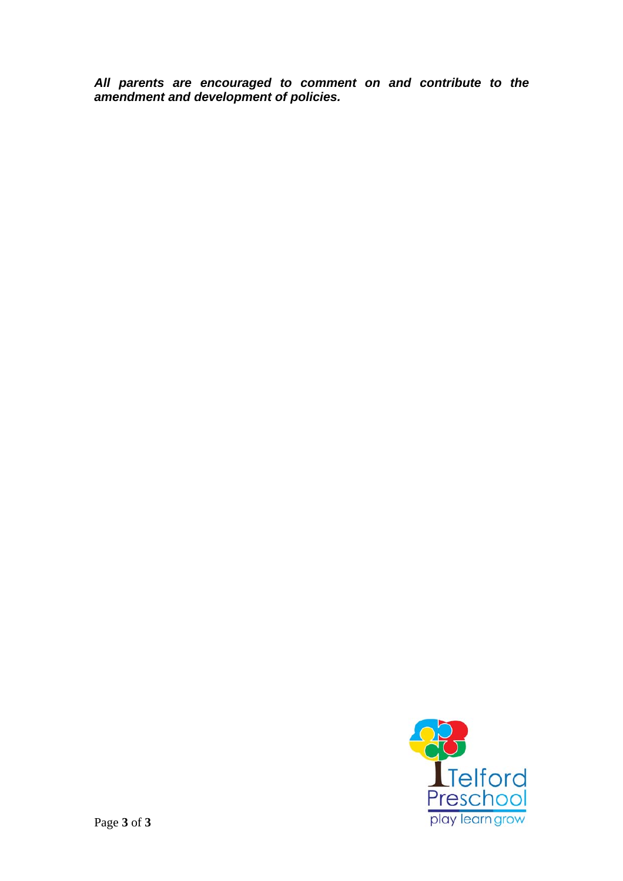***All parents are encouraged to comment on and contribute to the amendment and development of policies.***